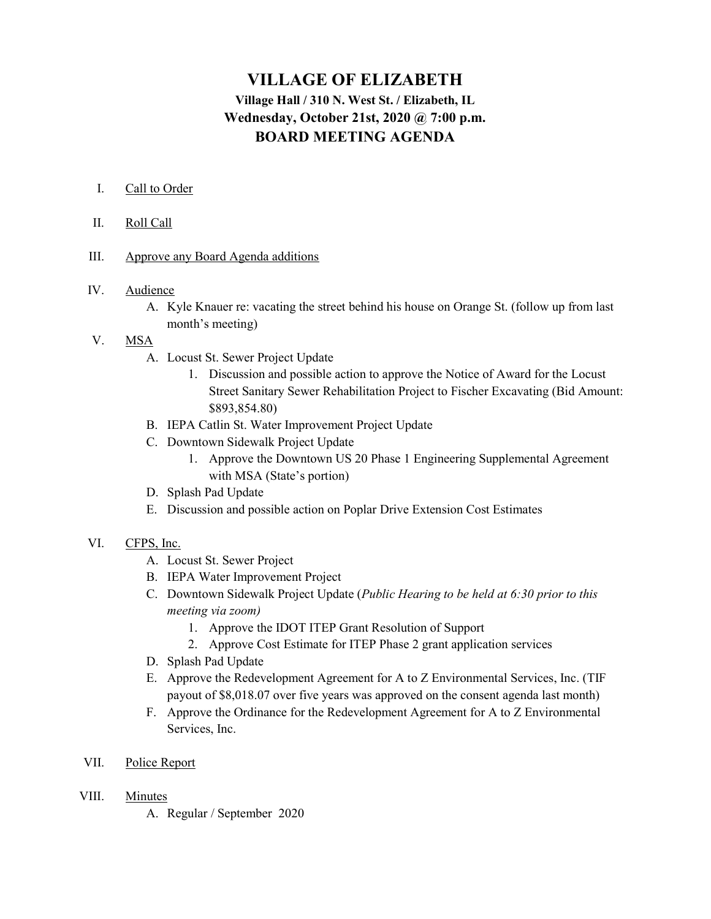# VILLAGE OF ELIZABETH

**Village Hall / 310 N. West St. / Elizabeth, IL**
**Wednesday, October 21st, 2020 @ 7:00 p.m.**
**BOARD MEETING AGENDA**

I. Call to Order

II. Roll Call

III. Approve any Board Agenda additions

IV. Audience
   - A. Kyle Knauer re: vacating the street behind his house on Orange St. (follow up from last month's meeting)

V. MSA
   - A. Locust St. Sewer Project Update
     1. Discussion and possible action to approve the Notice of Award for the Locust Street Sanitary Sewer Rehabilitation Project to Fischer Excavating (Bid Amount: $893,854.80)
   - B. IEPA Catlin St. Water Improvement Project Update
   - C. Downtown Sidewalk Project Update
     1. Approve the Downtown US 20 Phase 1 Engineering Supplemental Agreement with MSA (State's portion)
   - D. Splash Pad Update
   - E. Discussion and possible action on Poplar Drive Extension Cost Estimates

VI. CFPS, Inc.
   - A. Locust St. Sewer Project
   - B. IEPA Water Improvement Project
   - C. Downtown Sidewalk Project Update (*Public Hearing to be held at 6:30 prior to this meeting via zoom)*
     1. Approve the IDOT ITEP Grant Resolution of Support
     2. Approve Cost Estimate for ITEP Phase 2 grant application services
   - D. Splash Pad Update
   - E. Approve the Redevelopment Agreement for A to Z Environmental Services, Inc. (TIF payout of $8,018.07 over five years was approved on the consent agenda last month)
   - F. Approve the Ordinance for the Redevelopment Agreement for A to Z Environmental Services, Inc.

VII. Police Report

VIII. Minutes
   - A. Regular / September 2020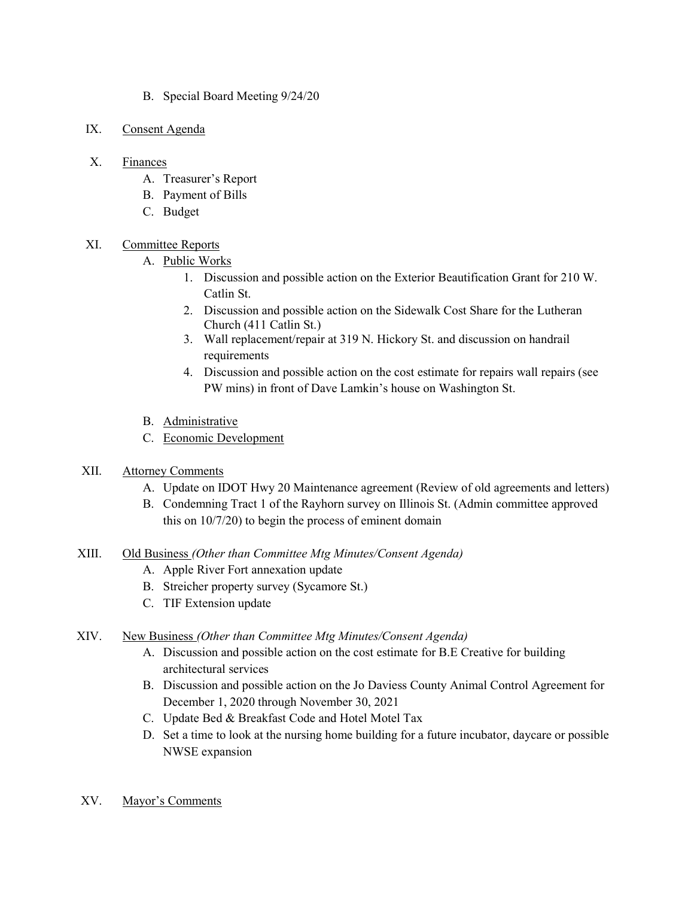B. Special Board Meeting 9/24/20

IX. Consent Agenda

X. Finances
   A. Treasurer's Report
   B. Payment of Bills
   C. Budget

XI. Committee Reports
   A. Public Works
      1. Discussion and possible action on the Exterior Beautification Grant for 210 W. Catlin St.
      2. Discussion and possible action on the Sidewalk Cost Share for the Lutheran Church (411 Catlin St.)
      3. Wall replacement/repair at 319 N. Hickory St. and discussion on handrail requirements
      4. Discussion and possible action on the cost estimate for repairs wall repairs (see PW mins) in front of Dave Lamkin's house on Washington St.

   B. Administrative
   C. Economic Development

XII. Attorney Comments
   A. Update on IDOT Hwy 20 Maintenance agreement (Review of old agreements and letters)
   B. Condemning Tract 1 of the Rayhorn survey on Illinois St. (Admin committee approved this on 10/7/20) to begin the process of eminent domain

XIII. Old Business *(Other than Committee Mtg Minutes/Consent Agenda)*
   A. Apple River Fort annexation update
   B. Streicher property survey (Sycamore St.)
   C. TIF Extension update

XIV. New Business *(Other than Committee Mtg Minutes/Consent Agenda)*
   A. Discussion and possible action on the cost estimate for B.E Creative for building architectural services
   B. Discussion and possible action on the Jo Daviess County Animal Control Agreement for December 1, 2020 through November 30, 2021
   C. Update Bed & Breakfast Code and Hotel Motel Tax
   D. Set a time to look at the nursing home building for a future incubator, daycare or possible NWSE expansion

XV. Mayor's Comments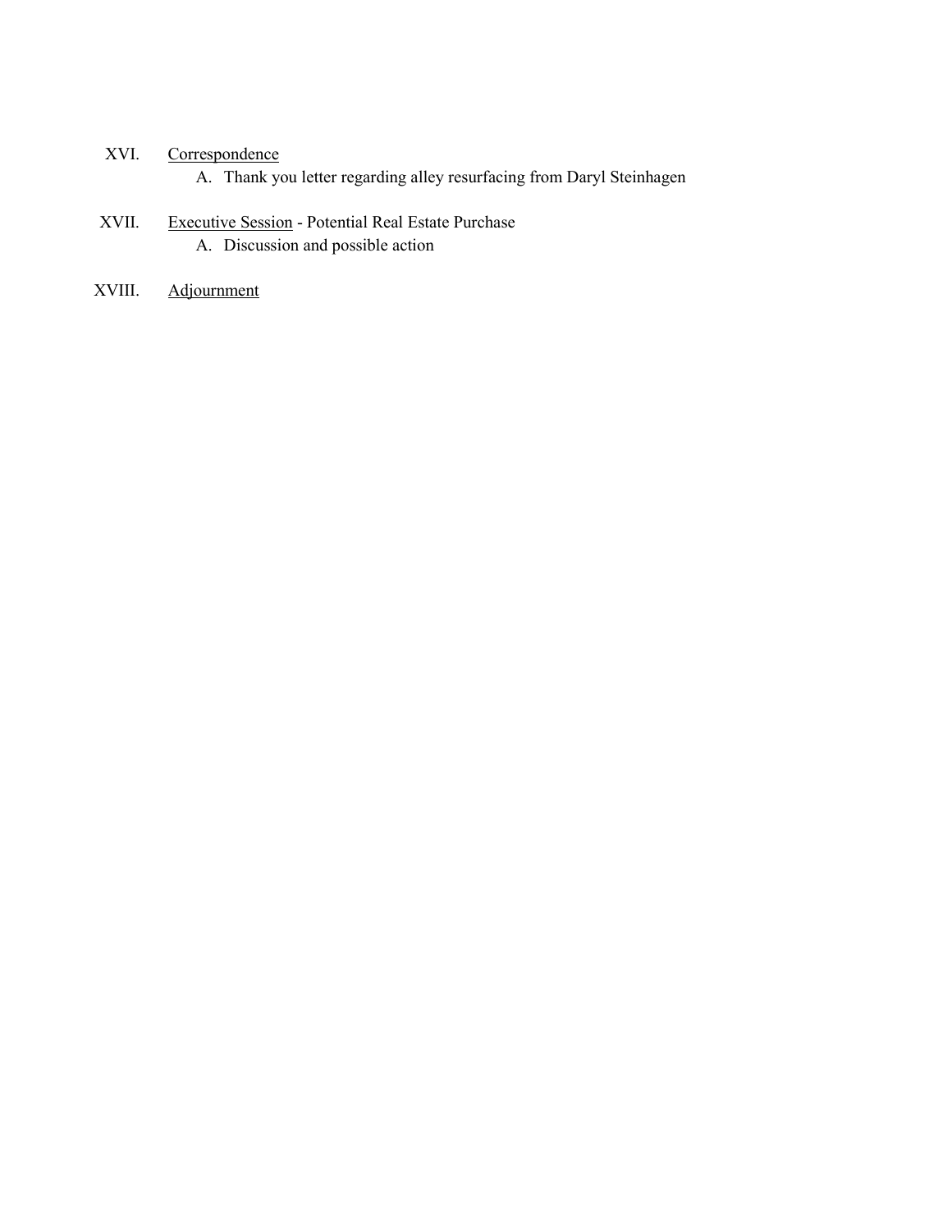XVI. <u>Correspondence</u>

A. Thank you letter regarding alley resurfacing from Daryl Steinhagen

XVII. <u>Executive Session</u> - Potential Real Estate Purchase

A. Discussion and possible action

XVIII. <u>Adjournment</u>